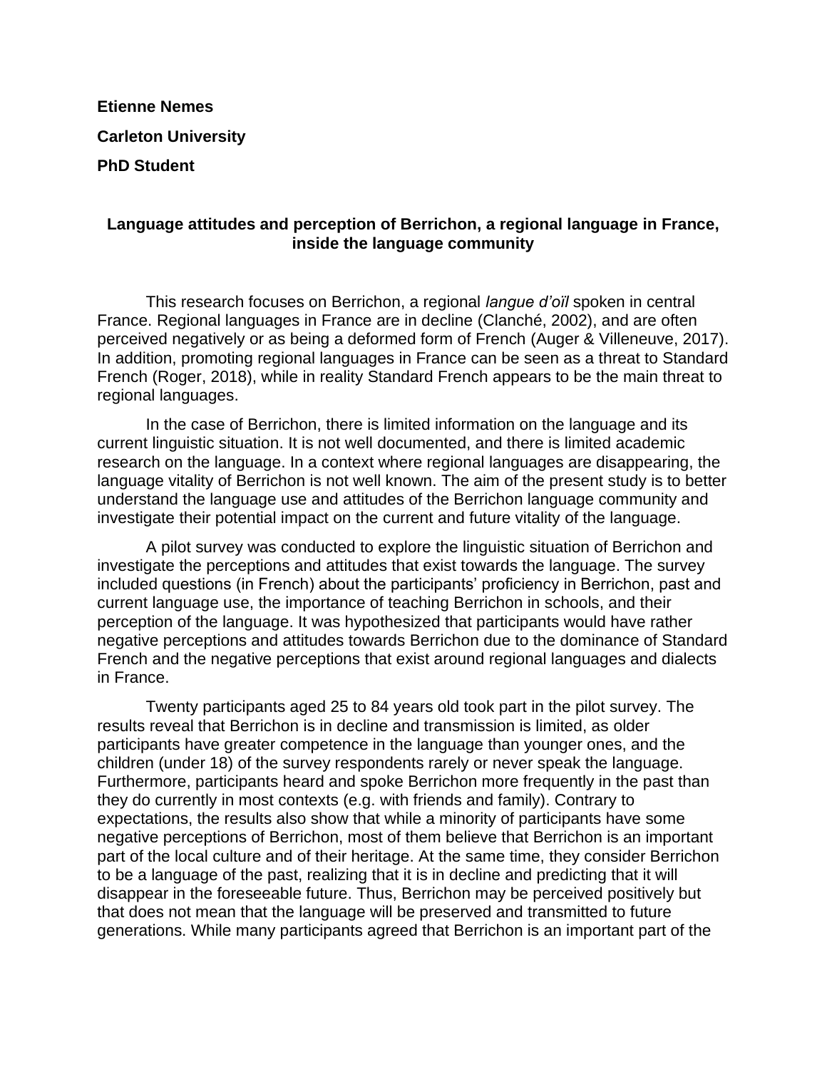**Etienne Nemes**

**Carleton University**

**PhD Student**

## Language attitudes and perception of Berrichon, a regional language in France, inside the language community

This research focuses on Berrichon, a regional *langue d'oïl* spoken in central France. Regional languages in France are in decline (Clanché, 2002), and are often perceived negatively or as being a deformed form of French (Auger & Villeneuve, 2017). In addition, promoting regional languages in France can be seen as a threat to Standard French (Roger, 2018), while in reality Standard French appears to be the main threat to regional languages.

In the case of Berrichon, there is limited information on the language and its current linguistic situation. It is not well documented, and there is limited academic research on the language. In a context where regional languages are disappearing, the language vitality of Berrichon is not well known. The aim of the present study is to better understand the language use and attitudes of the Berrichon language community and investigate their potential impact on the current and future vitality of the language.

A pilot survey was conducted to explore the linguistic situation of Berrichon and investigate the perceptions and attitudes that exist towards the language. The survey included questions (in French) about the participants' proficiency in Berrichon, past and current language use, the importance of teaching Berrichon in schools, and their perception of the language. It was hypothesized that participants would have rather negative perceptions and attitudes towards Berrichon due to the dominance of Standard French and the negative perceptions that exist around regional languages and dialects in France.

Twenty participants aged 25 to 84 years old took part in the pilot survey. The results reveal that Berrichon is in decline and transmission is limited, as older participants have greater competence in the language than younger ones, and the children (under 18) of the survey respondents rarely or never speak the language. Furthermore, participants heard and spoke Berrichon more frequently in the past than they do currently in most contexts (e.g. with friends and family). Contrary to expectations, the results also show that while a minority of participants have some negative perceptions of Berrichon, most of them believe that Berrichon is an important part of the local culture and of their heritage. At the same time, they consider Berrichon to be a language of the past, realizing that it is in decline and predicting that it will disappear in the foreseeable future. Thus, Berrichon may be perceived positively but that does not mean that the language will be preserved and transmitted to future generations. While many participants agreed that Berrichon is an important part of the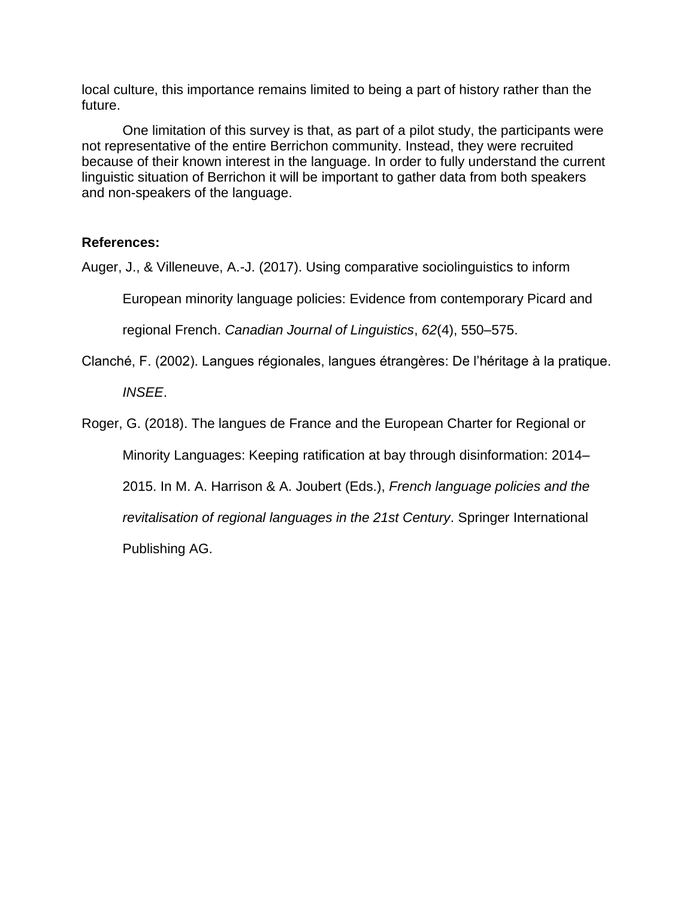local culture, this importance remains limited to being a part of history rather than the future.

One limitation of this survey is that, as part of a pilot study, the participants were not representative of the entire Berrichon community. Instead, they were recruited because of their known interest in the language. In order to fully understand the current linguistic situation of Berrichon it will be important to gather data from both speakers and non-speakers of the language.

**References:**

Auger, J., & Villeneuve, A.-J. (2017). Using comparative sociolinguistics to inform European minority language policies: Evidence from contemporary Picard and regional French. *Canadian Journal of Linguistics*, *62*(4), 550–575.

Clanché, F. (2002). Langues régionales, langues étrangères: De l'héritage à la pratique. *INSEE*.

Roger, G. (2018). The langues de France and the European Charter for Regional or Minority Languages: Keeping ratification at bay through disinformation: 2014–2015. In M. A. Harrison & A. Joubert (Eds.), *French language policies and the revitalisation of regional languages in the 21st Century*. Springer International Publishing AG.